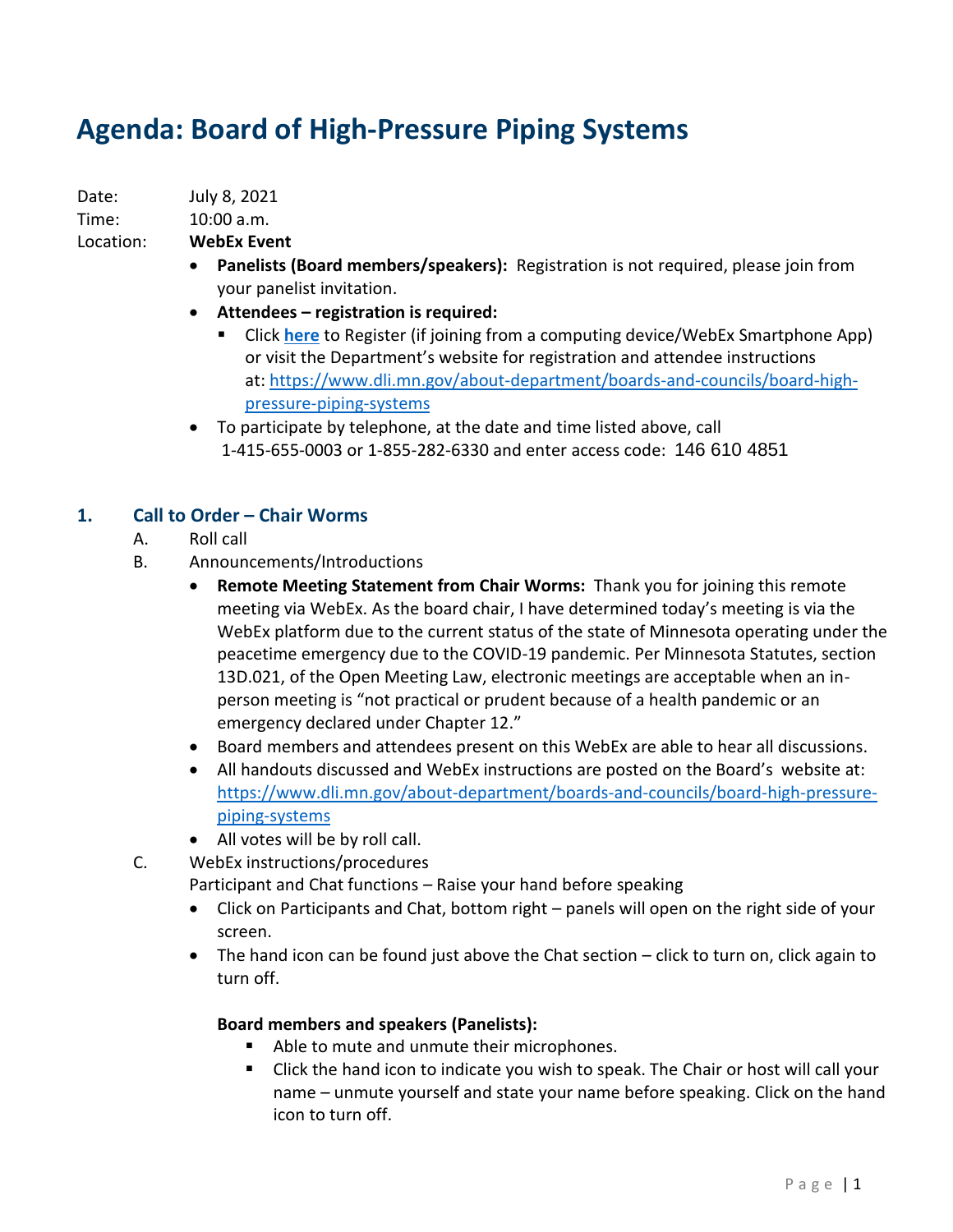# Agenda: Board of High-Pressure Piping Systems

Date: July 8, 2021
Time: 10:00 a.m.
Location: **WebEx Event**

- **Panelists (Board members/speakers):** Registration is not required, please join from your panelist invitation.
- **Attendees – registration is required:**
  - Click **here** to Register (if joining from a computing device/WebEx Smartphone App) or visit the Department's website for registration and attendee instructions at: https://www.dli.mn.gov/about-department/boards-and-councils/board-high-pressure-piping-systems
- To participate by telephone, at the date and time listed above, call 1-415-655-0003 or 1-855-282-6330 and enter access code: 146 610 4851

## 1. Call to Order – Chair Worms

A. Roll call

B. Announcements/Introductions

- **Remote Meeting Statement from Chair Worms:** Thank you for joining this remote meeting via WebEx. As the board chair, I have determined today's meeting is via the WebEx platform due to the current status of the state of Minnesota operating under the peacetime emergency due to the COVID-19 pandemic. Per Minnesota Statutes, section 13D.021, of the Open Meeting Law, electronic meetings are acceptable when an in-person meeting is "not practical or prudent because of a health pandemic or an emergency declared under Chapter 12."
- Board members and attendees present on this WebEx are able to hear all discussions.
- All handouts discussed and WebEx instructions are posted on the Board's website at: https://www.dli.mn.gov/about-department/boards-and-councils/board-high-pressure-piping-systems
- All votes will be by roll call.

C. WebEx instructions/procedures

Participant and Chat functions – Raise your hand before speaking

- Click on Participants and Chat, bottom right – panels will open on the right side of your screen.
- The hand icon can be found just above the Chat section – click to turn on, click again to turn off.

**Board members and speakers (Panelists):**

- Able to mute and unmute their microphones.
- Click the hand icon to indicate you wish to speak. The Chair or host will call your name – unmute yourself and state your name before speaking. Click on the hand icon to turn off.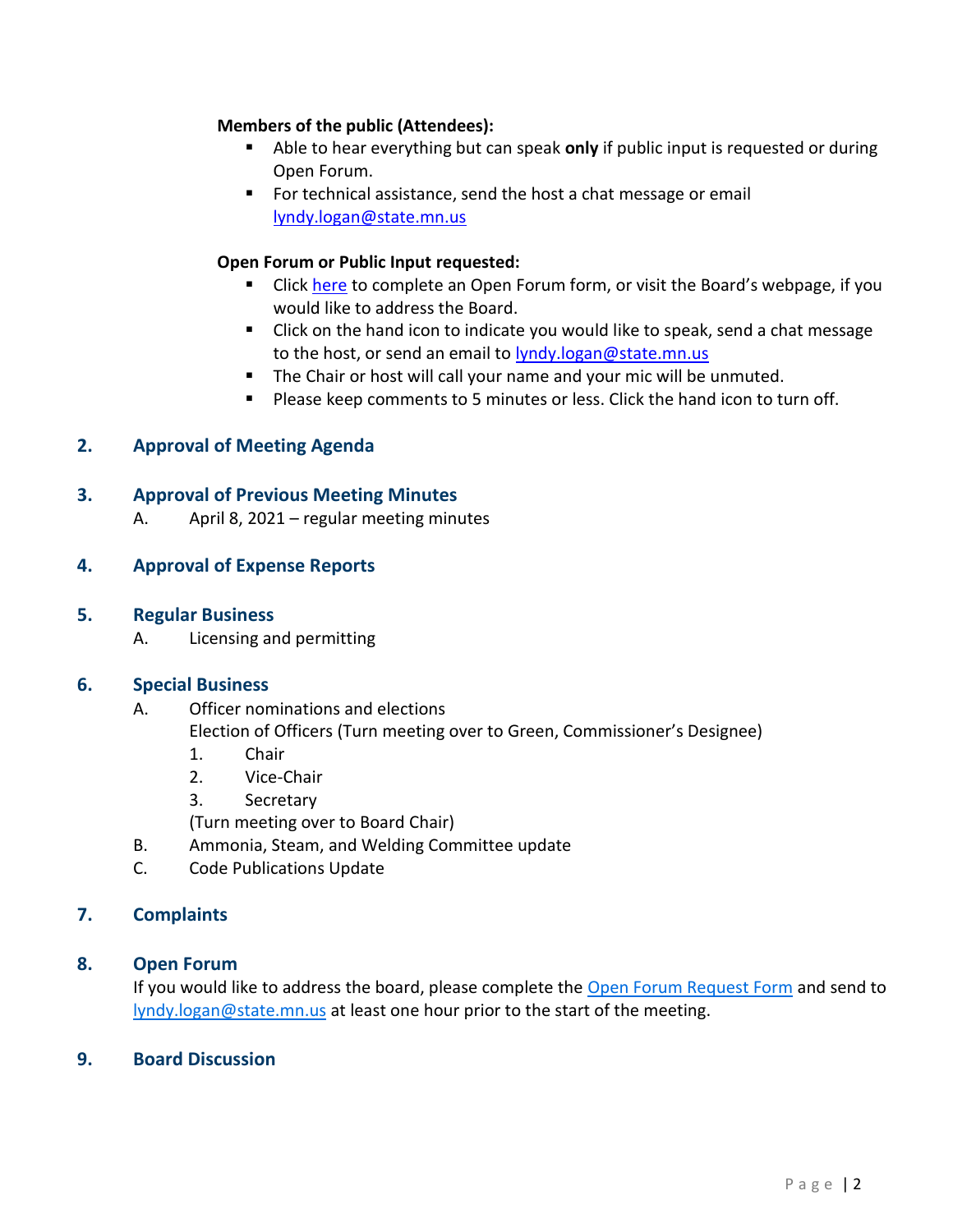**Members of the public (Attendees):**

- Able to hear everything but can speak **only** if public input is requested or during Open Forum.
- For technical assistance, send the host a chat message or email lyndy.logan@state.mn.us

**Open Forum or Public Input requested:**

- Click here to complete an Open Forum form, or visit the Board's webpage, if you would like to address the Board.
- Click on the hand icon to indicate you would like to speak, send a chat message to the host, or send an email to lyndy.logan@state.mn.us
- The Chair or host will call your name and your mic will be unmuted.
- Please keep comments to 5 minutes or less. Click the hand icon to turn off.

## 2. Approval of Meeting Agenda

## 3. Approval of Previous Meeting Minutes

A. April 8, 2021 – regular meeting minutes

## 4. Approval of Expense Reports

## 5. Regular Business

A. Licensing and permitting

## 6. Special Business

A. Officer nominations and elections

Election of Officers (Turn meeting over to Green, Commissioner's Designee)

1. Chair
2. Vice-Chair
3. Secretary

(Turn meeting over to Board Chair)

B. Ammonia, Steam, and Welding Committee update

C. Code Publications Update

## 7. Complaints

## 8. Open Forum

If you would like to address the board, please complete the Open Forum Request Form and send to lyndy.logan@state.mn.us at least one hour prior to the start of the meeting.

## 9. Board Discussion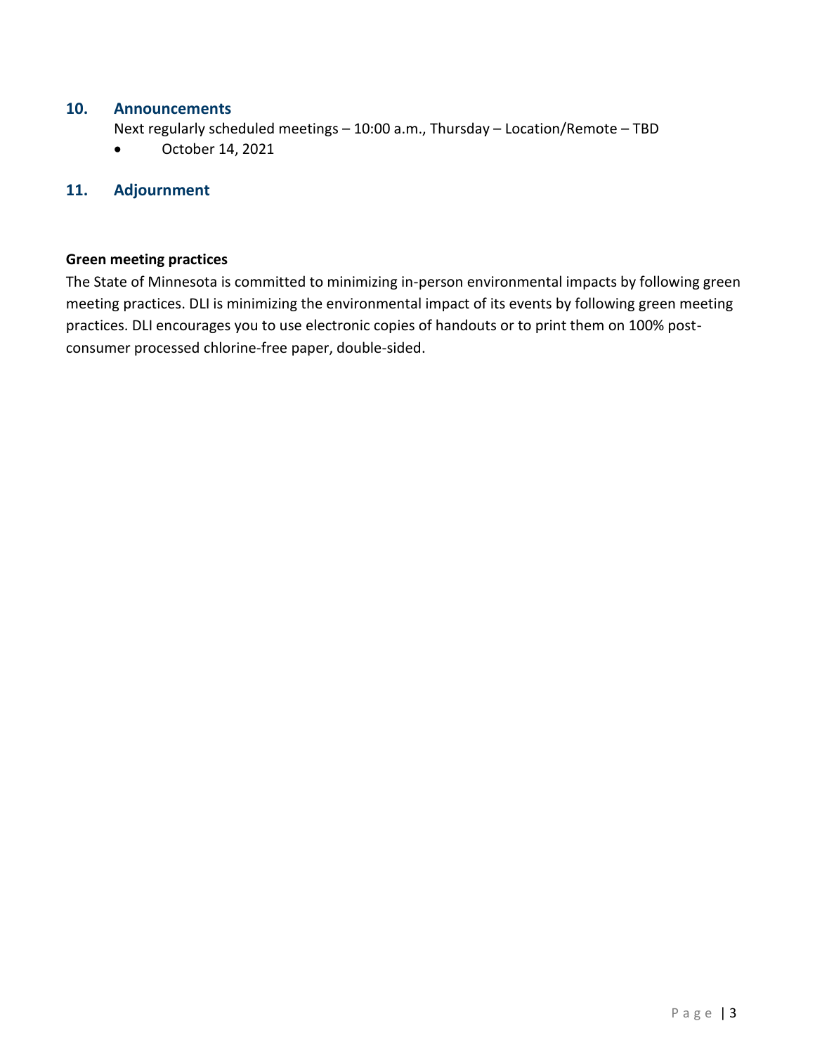## 10. Announcements

Next regularly scheduled meetings – 10:00 a.m., Thursday – Location/Remote – TBD

- October 14, 2021

## 11. Adjournment

**Green meeting practices**

The State of Minnesota is committed to minimizing in-person environmental impacts by following green meeting practices. DLI is minimizing the environmental impact of its events by following green meeting practices. DLI encourages you to use electronic copies of handouts or to print them on 100% post-consumer processed chlorine-free paper, double-sided.